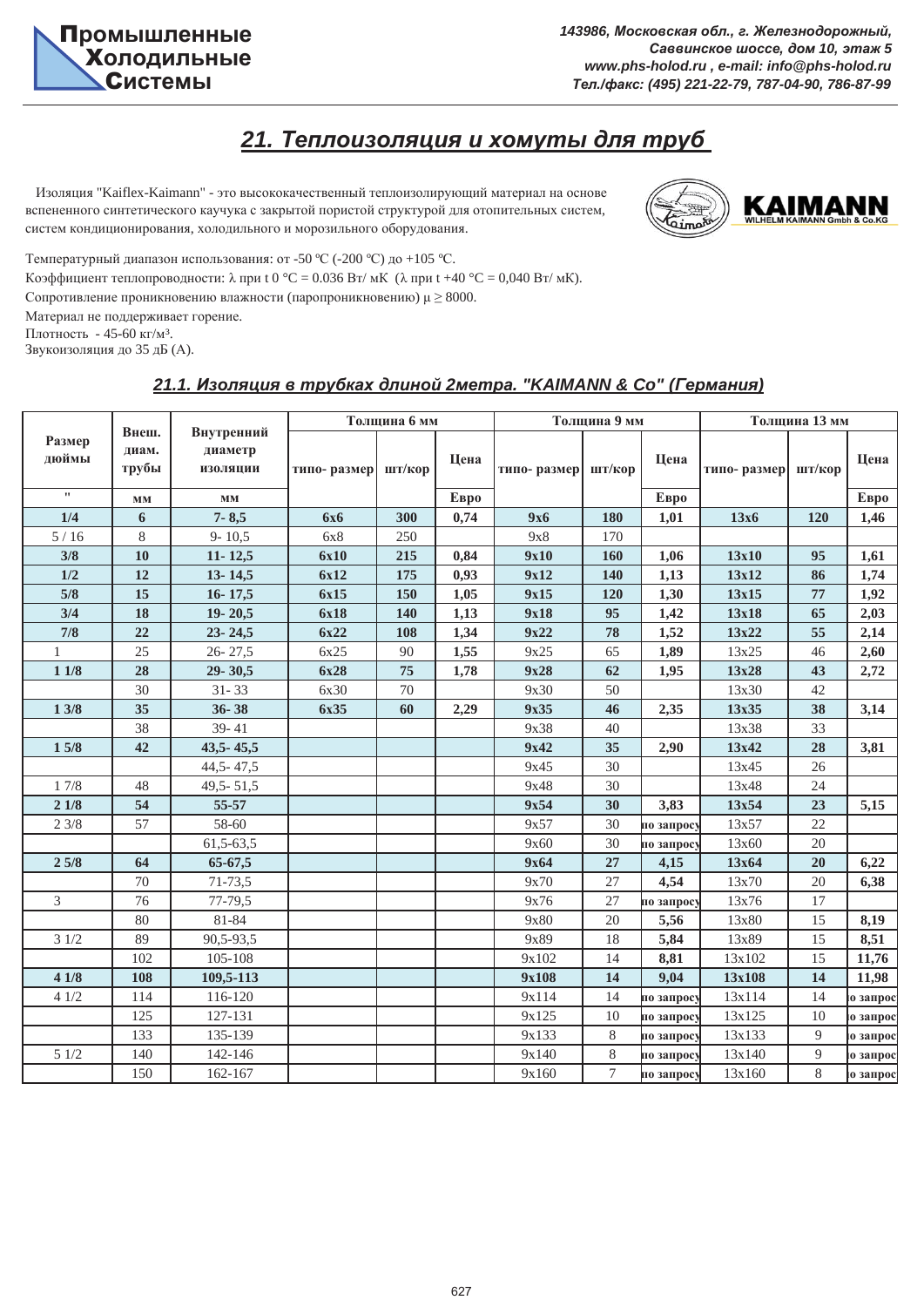## 21. Теплоизоляция и хомуты для труб

Изоляция "Kaiflex-Kaimann" - это высококачественный теплоизолирующий материал на основе вспененного синтетического каучука с закрытой пористой структурой для отопительных систем, систем кондиционирования, холодильного и морозильного оборудования.

Температурный диапазон использования: от -50 ºС (-200 ºС) до +105 ºС.

Коэффициент теплопроводности: λ при t 0 °C = 0.036 Вт/ мК (λ при t +40 °C = 0,040 Вт/ мК).

Сопротивление проникновению влажности (паропроникновению) μ ≥ 8000.

Материал не поддерживает горение.

Плотность - 45-60 кг/м³.

Звукоизоляция до 35 дБ (А).

### 21.1. Изоляция в трубках длиной 2метра. "KAIMANN & Co" (Германия)

| Размер дюймы | Внеш. диам. трубы | Внутренний диаметр изоляции | Толщина 6 мм | | | Толщина 9 мм | | | Толщина 13 мм | | |
|---|---|---|---|---|---|---|---|---|---|---|---|
| | | | типо- размер | шт/кор | Цена | типо- размер | шт/кор | Цена | типо- размер | шт/кор | Цена |
| " | мм | мм | | | Евро | | | Евро | | | Евро |
| **1/4** | **6** | **7- 8,5** | **6x6** | **300** | **0,74** | **9x6** | **180** | **1,01** | **13x6** | **120** | **1,46** |
| 5 / 16 | 8 | 9- 10,5 | 6x8 | 250 | | 9x8 | 170 | | | | |
| **3/8** | **10** | **11- 12,5** | **6x10** | **215** | **0,84** | **9x10** | **160** | **1,06** | **13x10** | **95** | **1,61** |
| **1/2** | **12** | **13- 14,5** | **6x12** | **175** | **0,93** | **9x12** | **140** | **1,13** | **13x12** | **86** | **1,74** |
| **5/8** | **15** | **16- 17,5** | **6x15** | **150** | **1,05** | **9x15** | **120** | **1,30** | **13x15** | **77** | **1,92** |
| **3/4** | **18** | **19- 20,5** | **6x18** | **140** | **1,13** | **9x18** | **95** | **1,42** | **13x18** | **65** | **2,03** |
| **7/8** | **22** | **23- 24,5** | **6x22** | **108** | **1,34** | **9x22** | **78** | **1,52** | **13x22** | **55** | **2,14** |
| 1 | 25 | 26- 27,5 | 6x25 | 90 | **1,55** | 9x25 | 65 | **1,89** | 13x25 | 46 | **2,60** |
| **1 1/8** | **28** | **29- 30,5** | **6x28** | **75** | **1,78** | **9x28** | **62** | **1,95** | **13x28** | **43** | **2,72** |
| | 30 | 31- 33 | 6x30 | 70 | | 9x30 | 50 | | 13x30 | 42 | |
| **1 3/8** | **35** | **36- 38** | **6x35** | **60** | **2,29** | **9x35** | **46** | **2,35** | **13x35** | **38** | **3,14** |
| | 38 | 39- 41 | | | | 9x38 | 40 | | 13x38 | 33 | |
| **1 5/8** | **42** | **43,5- 45,5** | | | | **9x42** | **35** | **2,90** | **13x42** | **28** | **3,81** |
| | | 44,5- 47,5 | | | | 9x45 | 30 | | 13x45 | 26 | |
| 1 7/8 | 48 | 49,5- 51,5 | | | | 9x48 | 30 | | 13x48 | 24 | |
| **2 1/8** | **54** | **55-57** | | | | **9x54** | **30** | **3,83** | **13x54** | **23** | **5,15** |
| 2 3/8 | 57 | 58-60 | | | | 9x57 | 30 | по запросу | 13x57 | 22 | |
| | | 61,5-63,5 | | | | 9x60 | 30 | по запросу | 13x60 | 20 | |
| **2 5/8** | **64** | **65-67,5** | | | | **9x64** | **27** | **4,15** | **13x64** | **20** | **6,22** |
| | 70 | 71-73,5 | | | | 9x70 | 27 | **4,54** | 13x70 | 20 | **6,38** |
| 3 | 76 | 77-79,5 | | | | 9x76 | 27 | по запросу | 13x76 | 17 | |
| | 80 | 81-84 | | | | 9x80 | 20 | **5,56** | 13x80 | 15 | **8,19** |
| 3 1/2 | 89 | 90,5-93,5 | | | | 9x89 | 18 | **5,84** | 13x89 | 15 | **8,51** |
| | 102 | 105-108 | | | | 9x102 | 14 | **8,81** | 13x102 | 15 | **11,76** |
| **4 1/8** | **108** | **109,5-113** | | | | **9x108** | **14** | **9,04** | **13x108** | **14** | **11,98** |
| 4 1/2 | 114 | 116-120 | | | | 9x114 | 14 | по запросу | 13x114 | 14 | по запрос |
| | 125 | 127-131 | | | | 9x125 | 10 | по запросу | 13x125 | 10 | по запрос |
| | 133 | 135-139 | | | | 9x133 | 8 | по запросу | 13x133 | 9 | по запрос |
| 5 1/2 | 140 | 142-146 | | | | 9x140 | 8 | по запросу | 13x140 | 9 | по запрос |
| | 150 | 162-167 | | | | 9x160 | 7 | по запросу | 13x160 | 8 | по запрос |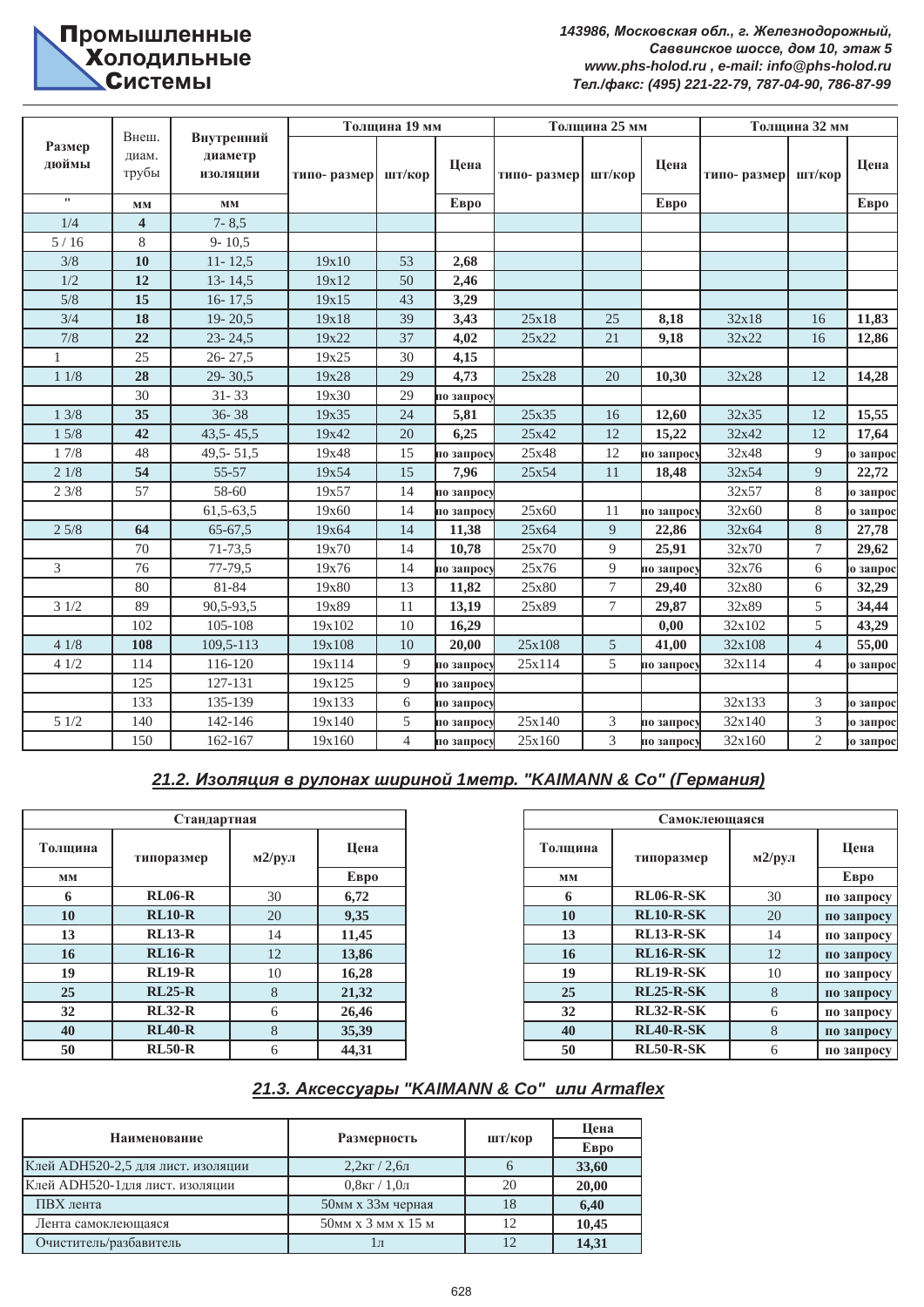| Размер дюймы | Внеш. диам. трубы | Внутренний диаметр изоляции | Толщина 19 мм | | | Толщина 25 мм | | | Толщина 32 мм | | |
|---|---|---|---|---|---|---|---|---|---|---|---|
| | | | типо- размер | шт/кор | Цена | типо- размер | шт/кор | Цена | типо- размер | шт/кор | Цена |
| " | мм | мм | | | Евро | | | Евро | | | Евро |
| 1/4 | **4** | 7- 8,5 | | | | | | | | | |
| 5 / 16 | 8 | 9- 10,5 | | | | | | | | | |
| 3/8 | **10** | 11- 12,5 | 19x10 | 53 | **2,68** | | | | | | |
| 1/2 | **12** | 13- 14,5 | 19x12 | 50 | **2,46** | | | | | | |
| 5/8 | **15** | 16- 17,5 | 19x15 | 43 | **3,29** | | | | | | |
| 3/4 | **18** | 19- 20,5 | 19x18 | 39 | **3,43** | 25x18 | 25 | **8,18** | 32x18 | 16 | **11,83** |
| 7/8 | **22** | 23- 24,5 | 19x22 | 37 | **4,02** | 25x22 | 21 | **9,18** | 32x22 | 16 | **12,86** |
| 1 | 25 | 26- 27,5 | 19x25 | 30 | **4,15** | | | | | | |
| 1 1/8 | **28** | 29- 30,5 | 19x28 | 29 | **4,73** | 25x28 | 20 | **10,30** | 32x28 | 12 | **14,28** |
| | 30 | 31- 33 | 19x30 | 29 | **по запросу** | | | | | | |
| 1 3/8 | **35** | 36- 38 | 19x35 | 24 | **5,81** | 25x35 | 16 | **12,60** | 32x35 | 12 | **15,55** |
| 1 5/8 | **42** | 43,5- 45,5 | 19x42 | 20 | **6,25** | 25x42 | 12 | **15,22** | 32x42 | 12 | **17,64** |
| 1 7/8 | 48 | 49,5- 51,5 | 19x48 | 15 | **по запросу** | 25x48 | 12 | **по запросу** | 32x48 | 9 | **по запросу** |
| 2 1/8 | **54** | 55-57 | 19x54 | 15 | **7,96** | 25x54 | 11 | **18,48** | 32x54 | 9 | **22,72** |
| 2 3/8 | 57 | 58-60 | 19x57 | 14 | **по запросу** | | | | 32x57 | 8 | **по запросу** |
| | | 61,5-63,5 | 19x60 | 14 | **по запросу** | 25x60 | 11 | **по запросу** | 32x60 | 8 | **по запросу** |
| 2 5/8 | **64** | 65-67,5 | 19x64 | 14 | **11,38** | 25x64 | 9 | **22,86** | 32x64 | 8 | **27,78** |
| | 70 | 71-73,5 | 19x70 | 14 | **10,78** | 25x70 | 9 | **25,91** | 32x70 | 7 | **29,62** |
| 3 | 76 | 77-79,5 | 19x76 | 14 | **по запросу** | 25x76 | 9 | **по запросу** | 32x76 | 6 | **по запросу** |
| | 80 | 81-84 | 19x80 | 13 | **11,82** | 25x80 | 7 | **29,40** | 32x80 | 6 | **32,29** |
| 3 1/2 | 89 | 90,5-93,5 | 19x89 | 11 | **13,19** | 25x89 | 7 | **29,87** | 32x89 | 5 | **34,44** |
| | 102 | 105-108 | 19x102 | 10 | **16,29** | | | **0,00** | 32x102 | 5 | **43,29** |
| 4 1/8 | **108** | 109,5-113 | 19x108 | 10 | **20,00** | 25x108 | 5 | **41,00** | 32x108 | 4 | **55,00** |
| 4 1/2 | 114 | 116-120 | 19x114 | 9 | **по запросу** | 25x114 | 5 | **по запросу** | 32x114 | 4 | **по запросу** |
| | 125 | 127-131 | 19x125 | 9 | **по запросу** | | | | | | |
| | 133 | 135-139 | 19x133 | 6 | **по запросу** | | | | 32x133 | 3 | **по запросу** |
| 5 1/2 | 140 | 142-146 | 19x140 | 5 | **по запросу** | 25x140 | 3 | **по запросу** | 32x140 | 3 | **по запросу** |
| | 150 | 162-167 | 19x160 | 4 | **по запросу** | 25x160 | 3 | **по запросу** | 32x160 | 2 | **по запросу** |

## *21.2. Изоляция в рулонах шириной 1метр. "KAIMANN & Co" (Германия)*

**Стандартная**

| Толщина | типоразмер | м2/рул | Цена |
|---|---|---|---|
| мм | | | Евро |
| **6** | **RL06-R** | 30 | **6,72** |
| **10** | **RL10-R** | 20 | **9,35** |
| **13** | **RL13-R** | 14 | **11,45** |
| **16** | **RL16-R** | 12 | **13,86** |
| **19** | **RL19-R** | 10 | **16,28** |
| **25** | **RL25-R** | 8 | **21,32** |
| **32** | **RL32-R** | 6 | **26,46** |
| **40** | **RL40-R** | 8 | **35,39** |
| **50** | **RL50-R** | 6 | **44,31** |

**Самоклеющаяся**

| Толщина | типоразмер | м2/рул | Цена |
|---|---|---|---|
| мм | | | Евро |
| **6** | **RL06-R-SK** | 30 | **по запросу** |
| **10** | **RL10-R-SK** | 20 | **по запросу** |
| **13** | **RL13-R-SK** | 14 | **по запросу** |
| **16** | **RL16-R-SK** | 12 | **по запросу** |
| **19** | **RL19-R-SK** | 10 | **по запросу** |
| **25** | **RL25-R-SK** | 8 | **по запросу** |
| **32** | **RL32-R-SK** | 6 | **по запросу** |
| **40** | **RL40-R-SK** | 8 | **по запросу** |
| **50** | **RL50-R-SK** | 6 | **по запросу** |

## *21.3. Аксессуары "KAIMANN & Co" или Armaflex*

| Наименование | Размерность | шт/кор | Цена |
|---|---|---|---|
| | | | Евро |
| Клей ADH520-2,5 для лист. изоляции | 2,2кг / 2,6л | 6 | **33,60** |
| Клей ADH520-1для лист. изоляции | 0,8кг / 1,0л | 20 | **20,00** |
| ПВХ лента | 50мм х 33м черная | 18 | **6,40** |
| Лента самоклеющаяся | 50мм х 3 мм х 15 м | 12 | **10,45** |
| Очиститель/разбавитель | 1л | 12 | **14,31** |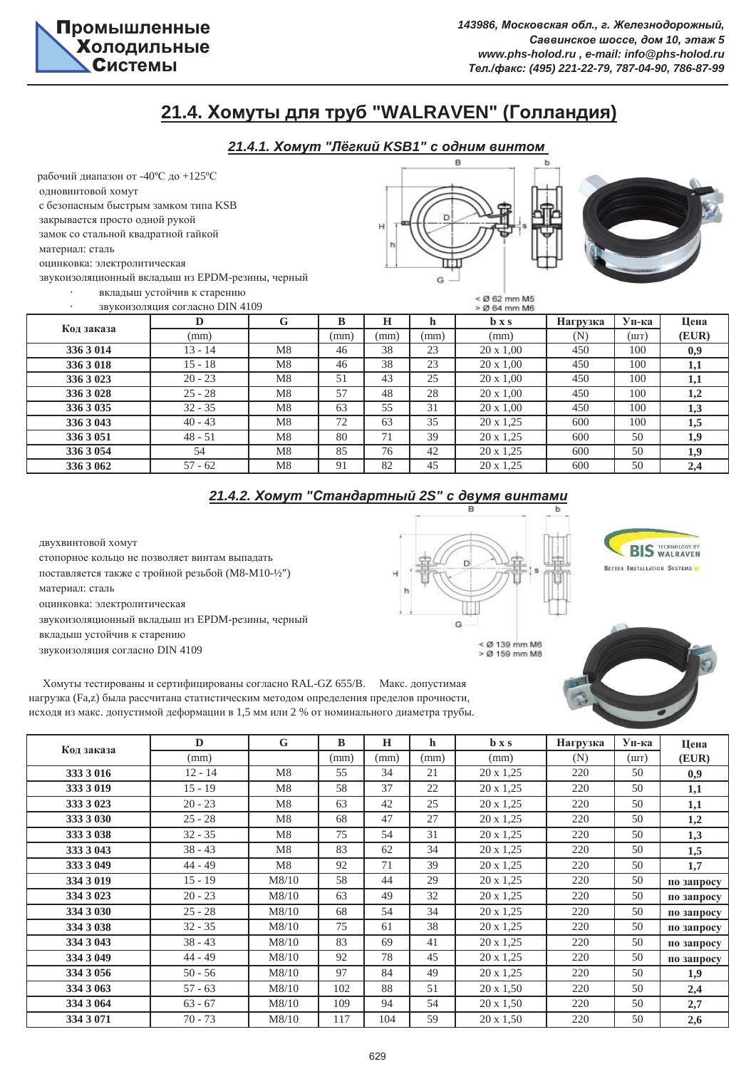# 21.4. Хомуты для труб "WALRAVEN" (Голландия)

## 21.4.1. Хомут "Лёгкий KSB1" с одним винтом

рабочий диапазон от -40ºС до +125ºС
одновинтовой хомут
с безопасным быстрым замком типа KSB
закрывается просто одной рукой
замок со стальной квадратной гайкой
материал: сталь
оцинковка: электролитическая
звукоизоляционный вкладыш из EPDM-резины, черный

- вкладыш устойчив к старению
- звукоизоляция согласно DIN 4109

< Ø 62 mm M5
> Ø 64 mm M6

| Код заказа | D | G | B | H | h | b x s | Нагрузка | Уп-ка | Цена |
|---|---|---|---|---|---|---|---|---|---|
| | (mm) | | (mm) | (mm) | (mm) | (mm) | (N) | (шт) | (EUR) |
| **336 3 014** | 13 - 14 | M8 | 46 | 38 | 23 | 20 x 1,00 | 450 | 100 | **0,9** |
| **336 3 018** | 15 - 18 | M8 | 46 | 38 | 23 | 20 x 1,00 | 450 | 100 | **1,1** |
| **336 3 023** | 20 - 23 | M8 | 51 | 43 | 25 | 20 x 1,00 | 450 | 100 | **1,1** |
| **336 3 028** | 25 - 28 | M8 | 57 | 48 | 28 | 20 x 1,00 | 450 | 100 | **1,2** |
| **336 3 035** | 32 - 35 | M8 | 63 | 55 | 31 | 20 x 1,00 | 450 | 100 | **1,3** |
| **336 3 043** | 40 - 43 | M8 | 72 | 63 | 35 | 20 x 1,25 | 600 | 100 | **1,5** |
| **336 3 051** | 48 - 51 | M8 | 80 | 71 | 39 | 20 x 1,25 | 600 | 50 | **1,9** |
| **336 3 054** | 54 | M8 | 85 | 76 | 42 | 20 x 1,25 | 600 | 50 | **1,9** |
| **336 3 062** | 57 - 62 | M8 | 91 | 82 | 45 | 20 x 1,25 | 600 | 50 | **2,4** |

## 21.4.2. Хомут "Стандартный 2S" с двумя винтами

двухвинтовой хомут
стопорное кольцо не позволяет винтам выпадать
поставляется также с тройной резьбой (M8-M10-½")
материал: сталь
оцинковка: электролитическая
звукоизоляционный вкладыш из EPDM-резины, черный
вкладыш устойчив к старению
звукоизоляция согласно DIN 4109

< Ø 139 mm M6
> Ø 159 mm M8

BIS TECHNOLOGY BY WALRAVEN
BETTER INSTALLATION SYSTEMS

Хомуты тестированы и сертифицированы согласно RAL-GZ 655/B. Макс. допустимая нагрузка (Fa,z) была рассчитана статистическим методом определения пределов прочности, исходя из макс. допустимой деформации в 1,5 мм или 2 % от номинального диаметра трубы.

| Код заказа | D | G | B | H | h | b x s | Нагрузка | Уп-ка | Цена |
|---|---|---|---|---|---|---|---|---|---|
| | (mm) | | (mm) | (mm) | (mm) | (mm) | (N) | (шт) | (EUR) |
| **333 3 016** | 12 - 14 | M8 | 55 | 34 | 21 | 20 x 1,25 | 220 | 50 | **0,9** |
| **333 3 019** | 15 - 19 | M8 | 58 | 37 | 22 | 20 x 1,25 | 220 | 50 | **1,1** |
| **333 3 023** | 20 - 23 | M8 | 63 | 42 | 25 | 20 x 1,25 | 220 | 50 | **1,1** |
| **333 3 030** | 25 - 28 | M8 | 68 | 47 | 27 | 20 x 1,25 | 220 | 50 | **1,2** |
| **333 3 038** | 32 - 35 | M8 | 75 | 54 | 31 | 20 x 1,25 | 220 | 50 | **1,3** |
| **333 3 043** | 38 - 43 | M8 | 83 | 62 | 34 | 20 x 1,25 | 220 | 50 | **1,5** |
| **333 3 049** | 44 - 49 | M8 | 92 | 71 | 39 | 20 x 1,25 | 220 | 50 | **1,7** |
| **334 3 019** | 15 - 19 | M8/10 | 58 | 44 | 29 | 20 x 1,25 | 220 | 50 | **по запросу** |
| **334 3 023** | 20 - 23 | M8/10 | 63 | 49 | 32 | 20 x 1,25 | 220 | 50 | **по запросу** |
| **334 3 030** | 25 - 28 | M8/10 | 68 | 54 | 34 | 20 x 1,25 | 220 | 50 | **по запросу** |
| **334 3 038** | 32 - 35 | M8/10 | 75 | 61 | 38 | 20 x 1,25 | 220 | 50 | **по запросу** |
| **334 3 043** | 38 - 43 | M8/10 | 83 | 69 | 41 | 20 x 1,25 | 220 | 50 | **по запросу** |
| **334 3 049** | 44 - 49 | M8/10 | 92 | 78 | 45 | 20 x 1,25 | 220 | 50 | **по запросу** |
| **334 3 056** | 50 - 56 | M8/10 | 97 | 84 | 49 | 20 x 1,25 | 220 | 50 | **1,9** |
| **334 3 063** | 57 - 63 | M8/10 | 102 | 88 | 51 | 20 x 1,50 | 220 | 50 | **2,4** |
| **334 3 064** | 63 - 67 | M8/10 | 109 | 94 | 54 | 20 x 1,50 | 220 | 50 | **2,7** |
| **334 3 071** | 70 - 73 | M8/10 | 117 | 104 | 59 | 20 x 1,50 | 220 | 50 | **2,6** |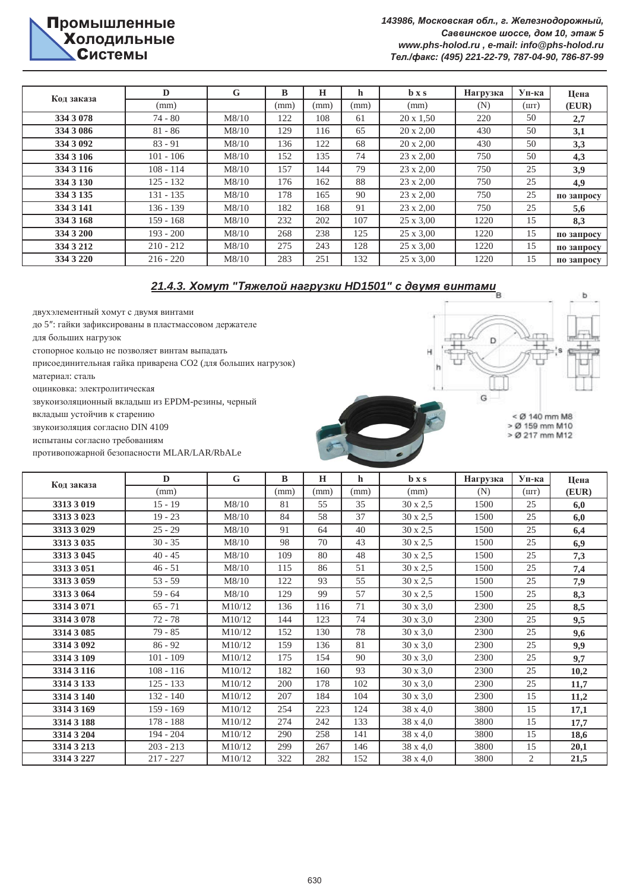| Код заказа | D | G | B | H | h | b x s | Нагрузка | Уп-ка | Цена |
|---|---|---|---|---|---|---|---|---|---|
| | (mm) | | (mm) | (mm) | (mm) | (mm) | (N) | (шт) | (EUR) |
| **334 3 078** | 74 - 80 | M8/10 | 122 | 108 | 61 | 20 x 1,50 | 220 | 50 | **2,7** |
| **334 3 086** | 81 - 86 | M8/10 | 129 | 116 | 65 | 20 x 2,00 | 430 | 50 | **3,1** |
| **334 3 092** | 83 - 91 | M8/10 | 136 | 122 | 68 | 20 x 2,00 | 430 | 50 | **3,3** |
| **334 3 106** | 101 - 106 | M8/10 | 152 | 135 | 74 | 23 x 2,00 | 750 | 50 | **4,3** |
| **334 3 116** | 108 - 114 | M8/10 | 157 | 144 | 79 | 23 x 2,00 | 750 | 25 | **3,9** |
| **334 3 130** | 125 - 132 | M8/10 | 176 | 162 | 88 | 23 x 2,00 | 750 | 25 | **4,9** |
| **334 3 135** | 131 - 135 | M8/10 | 178 | 165 | 90 | 23 x 2,00 | 750 | 25 | **по запросу** |
| **334 3 141** | 136 - 139 | M8/10 | 182 | 168 | 91 | 23 x 2,00 | 750 | 25 | **5,6** |
| **334 3 168** | 159 - 168 | M8/10 | 232 | 202 | 107 | 25 x 3,00 | 1220 | 15 | **8,3** |
| **334 3 200** | 193 - 200 | M8/10 | 268 | 238 | 125 | 25 x 3,00 | 1220 | 15 | **по запросу** |
| **334 3 212** | 210 - 212 | M8/10 | 275 | 243 | 128 | 25 x 3,00 | 1220 | 15 | **по запросу** |
| **334 3 220** | 216 - 220 | M8/10 | 283 | 251 | 132 | 25 x 3,00 | 1220 | 15 | **по запросу** |

## *21.4.3. Хомут "Тяжелой нагрузки HD1501" с двумя винтами*

двухэлементный хомут с двумя винтами
до 5″: гайки зафиксированы в пластмассовом держателе
для больших нагрузок
стопорное кольцо не позволяет винтам выпадать
присоединительная гайка приварена CO2 (для больших нагрузок)
материал: сталь
оцинковка: электролитическая
звукоизоляционный вкладыш из EPDM-резины, черный
вкладыш устойчив к старению
звукоизоляция согласно DIN 4109
испытаны согласно требованиям
противопожарной безопасности MLAR/LAR/RbALe

B
b
D
H
h
s
G
< Ø 140 mm M8
> Ø 159 mm M10
> Ø 217 mm M12

| Код заказа | D | G | B | H | h | b x s | Нагрузка | Уп-ка | Цена |
|---|---|---|---|---|---|---|---|---|---|
| | (mm) | | (mm) | (mm) | (mm) | (mm) | (N) | (шт) | (EUR) |
| **3313 3 019** | 15 - 19 | M8/10 | 81 | 55 | 35 | 30 x 2,5 | 1500 | 25 | **6,0** |
| **3313 3 023** | 19 - 23 | M8/10 | 84 | 58 | 37 | 30 x 2,5 | 1500 | 25 | **6,0** |
| **3313 3 029** | 25 - 29 | M8/10 | 91 | 64 | 40 | 30 x 2,5 | 1500 | 25 | **6,4** |
| **3313 3 035** | 30 - 35 | M8/10 | 98 | 70 | 43 | 30 x 2,5 | 1500 | 25 | **6,9** |
| **3313 3 045** | 40 - 45 | M8/10 | 109 | 80 | 48 | 30 x 2,5 | 1500 | 25 | **7,3** |
| **3313 3 051** | 46 - 51 | M8/10 | 115 | 86 | 51 | 30 x 2,5 | 1500 | 25 | **7,4** |
| **3313 3 059** | 53 - 59 | M8/10 | 122 | 93 | 55 | 30 x 2,5 | 1500 | 25 | **7,9** |
| **3313 3 064** | 59 - 64 | M8/10 | 129 | 99 | 57 | 30 x 2,5 | 1500 | 25 | **8,3** |
| **3314 3 071** | 65 - 71 | M10/12 | 136 | 116 | 71 | 30 x 3,0 | 2300 | 25 | **8,5** |
| **3314 3 078** | 72 - 78 | M10/12 | 144 | 123 | 74 | 30 x 3,0 | 2300 | 25 | **9,5** |
| **3314 3 085** | 79 - 85 | M10/12 | 152 | 130 | 78 | 30 x 3,0 | 2300 | 25 | **9,6** |
| **3314 3 092** | 86 - 92 | M10/12 | 159 | 136 | 81 | 30 x 3,0 | 2300 | 25 | **9,9** |
| **3314 3 109** | 101 - 109 | M10/12 | 175 | 154 | 90 | 30 x 3,0 | 2300 | 25 | **9,7** |
| **3314 3 116** | 108 - 116 | M10/12 | 182 | 160 | 93 | 30 x 3,0 | 2300 | 25 | **10,2** |
| **3314 3 133** | 125 - 133 | M10/12 | 200 | 178 | 102 | 30 x 3,0 | 2300 | 25 | **11,7** |
| **3314 3 140** | 132 - 140 | M10/12 | 207 | 184 | 104 | 30 x 3,0 | 2300 | 15 | **11,2** |
| **3314 3 169** | 159 - 169 | M10/12 | 254 | 223 | 124 | 38 x 4,0 | 3800 | 15 | **17,1** |
| **3314 3 188** | 178 - 188 | M10/12 | 274 | 242 | 133 | 38 x 4,0 | 3800 | 15 | **17,7** |
| **3314 3 204** | 194 - 204 | M10/12 | 290 | 258 | 141 | 38 x 4,0 | 3800 | 15 | **18,6** |
| **3314 3 213** | 203 - 213 | M10/12 | 299 | 267 | 146 | 38 x 4,0 | 3800 | 15 | **20,1** |
| **3314 3 227** | 217 - 227 | M10/12 | 322 | 282 | 152 | 38 x 4,0 | 3800 | 2 | **21,5** |